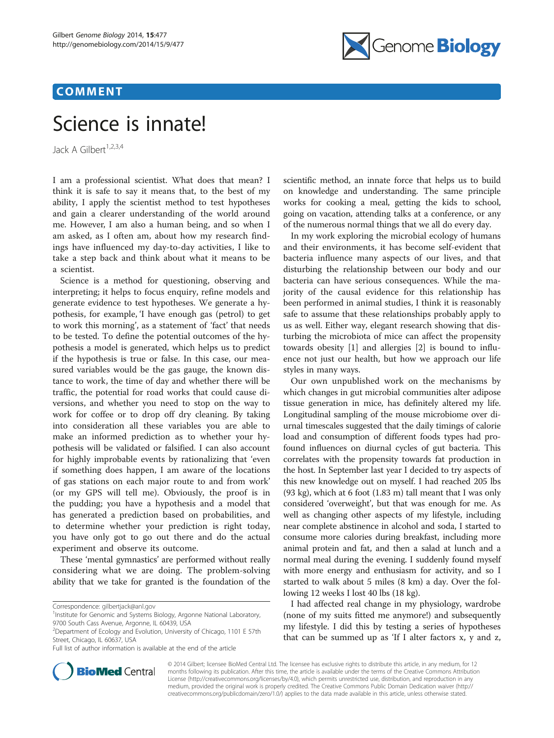## COMMENT

# Science is innate!

Jack A Gilbert[1,2,3,4]

I am a professional scientist. What does that mean? I think it is safe to say it means that, to the best of my ability, I apply the scientist method to test hypotheses and gain a clearer understanding of the world around me. However, I am also a human being, and so when I am asked, as I often am, about how my research findings have influenced my day-to-day activities, I like to take a step back and think about what it means to be a scientist.

Science is a method for questioning, observing and interpreting; it helps to focus enquiry, refine models and generate evidence to test hypotheses. We generate a hypothesis, for example, 'I have enough gas (petrol) to get to work this morning', as a statement of 'fact' that needs to be tested. To define the potential outcomes of the hypothesis a model is generated, which helps us to predict if the hypothesis is true or false. In this case, our measured variables would be the gas gauge, the known distance to work, the time of day and whether there will be traffic, the potential for road works that could cause diversions, and whether you need to stop on the way to work for coffee or to drop off dry cleaning. By taking into consideration all these variables you are able to make an informed prediction as to whether your hypothesis will be validated or falsified. I can also account for highly improbable events by rationalizing that 'even if something does happen, I am aware of the locations of gas stations on each major route to and from work' (or my GPS will tell me). Obviously, the proof is in the pudding; you have a hypothesis and a model that has generated a prediction based on probabilities, and to determine whether your prediction is right today, you have only got to go out there and do the actual experiment and observe its outcome.

These 'mental gymnastics' are performed without really considering what we are doing. The problem-solving ability that we take for granted is the foundation of the scientific method, an innate force that helps us to build on knowledge and understanding. The same principle works for cooking a meal, getting the kids to school, going on vacation, attending talks at a conference, or any of the numerous normal things that we all do every day.

In my work exploring the microbial ecology of humans and their environments, it has become self-evident that bacteria influence many aspects of our lives, and that disturbing the relationship between our body and our bacteria can have serious consequences. While the majority of the causal evidence for this relationship has been performed in animal studies, I think it is reasonably safe to assume that these relationships probably apply to us as well. Either way, elegant research showing that disturbing the microbiota of mice can affect the propensity towards obesity [1] and allergies [2] is bound to influence not just our health, but how we approach our life styles in many ways.

Our own unpublished work on the mechanisms by which changes in gut microbial communities alter adipose tissue generation in mice, has definitely altered my life. Longitudinal sampling of the mouse microbiome over diurnal timescales suggested that the daily timings of calorie load and consumption of different foods types had profound influences on diurnal cycles of gut bacteria. This correlates with the propensity towards fat production in the host. In September last year I decided to try aspects of this new knowledge out on myself. I had reached 205 lbs (93 kg), which at 6 foot (1.83 m) tall meant that I was only considered 'overweight', but that was enough for me. As well as changing other aspects of my lifestyle, including near complete abstinence in alcohol and soda, I started to consume more calories during breakfast, including more animal protein and fat, and then a salad at lunch and a normal meal during the evening. I suddenly found myself with more energy and enthusiasm for activity, and so I started to walk about 5 miles (8 km) a day. Over the following 12 weeks I lost 40 lbs (18 kg).

I had affected real change in my physiology, wardrobe (none of my suits fitted me anymore!) and subsequently my lifestyle. I did this by testing a series of hypotheses that can be summed up as 'If I alter factors x, y and z,

Correspondence: gilbertjack@anl.gov

[1]Institute for Genomic and Systems Biology, Argonne National Laboratory, 9700 South Cass Avenue, Argonne, IL 60439, USA

[2]Department of Ecology and Evolution, University of Chicago, 1101 E 57th Street, Chicago, IL 60637, USA

Full list of author information is available at the end of the article

© 2014 Gilbert; licensee BioMed Central Ltd. The licensee has exclusive rights to distribute this article, in any medium, for 12 months following its publication. After this time, the article is available under the terms of the Creative Commons Attribution License (http://creativecommons.org/licenses/by/4.0), which permits unrestricted use, distribution, and reproduction in any medium, provided the original work is properly credited. The Creative Commons Public Domain Dedication waiver (http://creativecommons.org/publicdomain/zero/1.0/) applies to the data made available in this article, unless otherwise stated.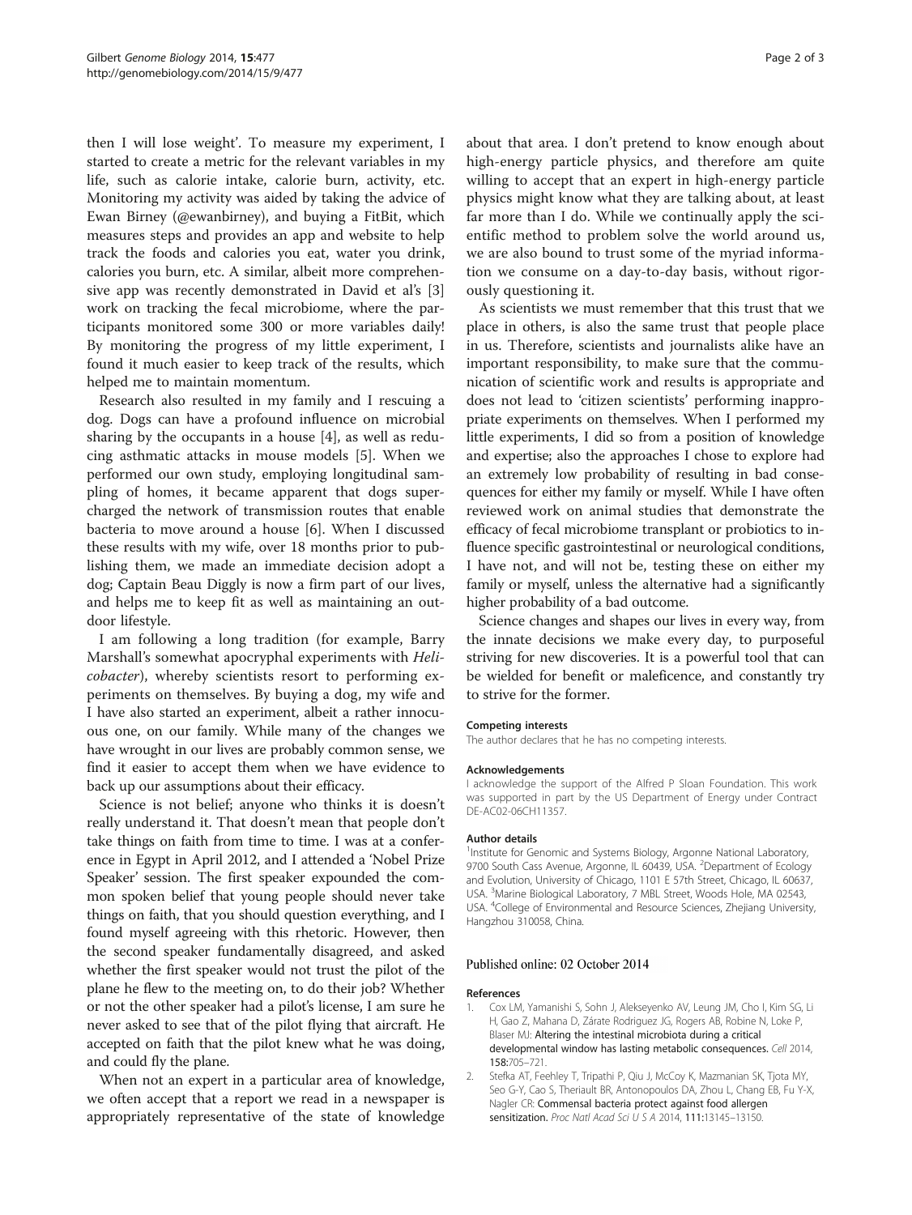then I will lose weight'. To measure my experiment, I started to create a metric for the relevant variables in my life, such as calorie intake, calorie burn, activity, etc. Monitoring my activity was aided by taking the advice of Ewan Birney (@ewanbirney), and buying a FitBit, which measures steps and provides an app and website to help track the foods and calories you eat, water you drink, calories you burn, etc. A similar, albeit more comprehensive app was recently demonstrated in David et al's [3] work on tracking the fecal microbiome, where the participants monitored some 300 or more variables daily! By monitoring the progress of my little experiment, I found it much easier to keep track of the results, which helped me to maintain momentum.

Research also resulted in my family and I rescuing a dog. Dogs can have a profound influence on microbial sharing by the occupants in a house [4], as well as reducing asthmatic attacks in mouse models [5]. When we performed our own study, employing longitudinal sampling of homes, it became apparent that dogs supercharged the network of transmission routes that enable bacteria to move around a house [6]. When I discussed these results with my wife, over 18 months prior to publishing them, we made an immediate decision adopt a dog; Captain Beau Diggly is now a firm part of our lives, and helps me to keep fit as well as maintaining an outdoor lifestyle.

I am following a long tradition (for example, Barry Marshall's somewhat apocryphal experiments with *Helicobacter*), whereby scientists resort to performing experiments on themselves. By buying a dog, my wife and I have also started an experiment, albeit a rather innocuous one, on our family. While many of the changes we have wrought in our lives are probably common sense, we find it easier to accept them when we have evidence to back up our assumptions about their efficacy.

Science is not belief; anyone who thinks it is doesn't really understand it. That doesn't mean that people don't take things on faith from time to time. I was at a conference in Egypt in April 2012, and I attended a 'Nobel Prize Speaker' session. The first speaker expounded the common spoken belief that young people should never take things on faith, that you should question everything, and I found myself agreeing with this rhetoric. However, then the second speaker fundamentally disagreed, and asked whether the first speaker would not trust the pilot of the plane he flew to the meeting on, to do their job? Whether or not the other speaker had a pilot's license, I am sure he never asked to see that of the pilot flying that aircraft. He accepted on faith that the pilot knew what he was doing, and could fly the plane.

When not an expert in a particular area of knowledge, we often accept that a report we read in a newspaper is appropriately representative of the state of knowledge about that area. I don't pretend to know enough about high-energy particle physics, and therefore am quite willing to accept that an expert in high-energy particle physics might know what they are talking about, at least far more than I do. While we continually apply the scientific method to problem solve the world around us, we are also bound to trust some of the myriad information we consume on a day-to-day basis, without rigorously questioning it.

As scientists we must remember that this trust that we place in others, is also the same trust that people place in us. Therefore, scientists and journalists alike have an important responsibility, to make sure that the communication of scientific work and results is appropriate and does not lead to 'citizen scientists' performing inappropriate experiments on themselves. When I performed my little experiments, I did so from a position of knowledge and expertise; also the approaches I chose to explore had an extremely low probability of resulting in bad consequences for either my family or myself. While I have often reviewed work on animal studies that demonstrate the efficacy of fecal microbiome transplant or probiotics to influence specific gastrointestinal or neurological conditions, I have not, and will not be, testing these on either my family or myself, unless the alternative had a significantly higher probability of a bad outcome.

Science changes and shapes our lives in every way, from the innate decisions we make every day, to purposeful striving for new discoveries. It is a powerful tool that can be wielded for benefit or maleficence, and constantly try to strive for the former.

#### Competing interests

The author declares that he has no competing interests.

#### Acknowledgements

I acknowledge the support of the Alfred P Sloan Foundation. This work was supported in part by the US Department of Energy under Contract DE-AC02-06CH11357.

#### Author details

[1]Institute for Genomic and Systems Biology, Argonne National Laboratory, 9700 South Cass Avenue, Argonne, IL 60439, USA. [2]Department of Ecology and Evolution, University of Chicago, 1101 E 57th Street, Chicago, IL 60637, USA. [3]Marine Biological Laboratory, 7 MBL Street, Woods Hole, MA 02543, USA. [4]College of Environmental and Resource Sciences, Zhejiang University, Hangzhou 310058, China.

Published online: 02 October 2014

#### References

1. Cox LM, Yamanishi S, Sohn J, Alekseyenko AV, Leung JM, Cho I, Kim SG, Li H, Gao Z, Mahana D, Zárate Rodriguez JG, Rogers AB, Robine N, Loke P, Blaser MJ: Altering the intestinal microbiota during a critical developmental window has lasting metabolic consequences. *Cell* 2014, 158:705–721.
2. Stefka AT, Feehley T, Tripathi P, Qiu J, McCoy K, Mazmanian SK, Tjota MY, Seo G-Y, Cao S, Theriault BR, Antonopoulos DA, Zhou L, Chang EB, Fu Y-X, Nagler CR: Commensal bacteria protect against food allergen sensitization. *Proc Natl Acad Sci U S A* 2014, 111:13145–13150.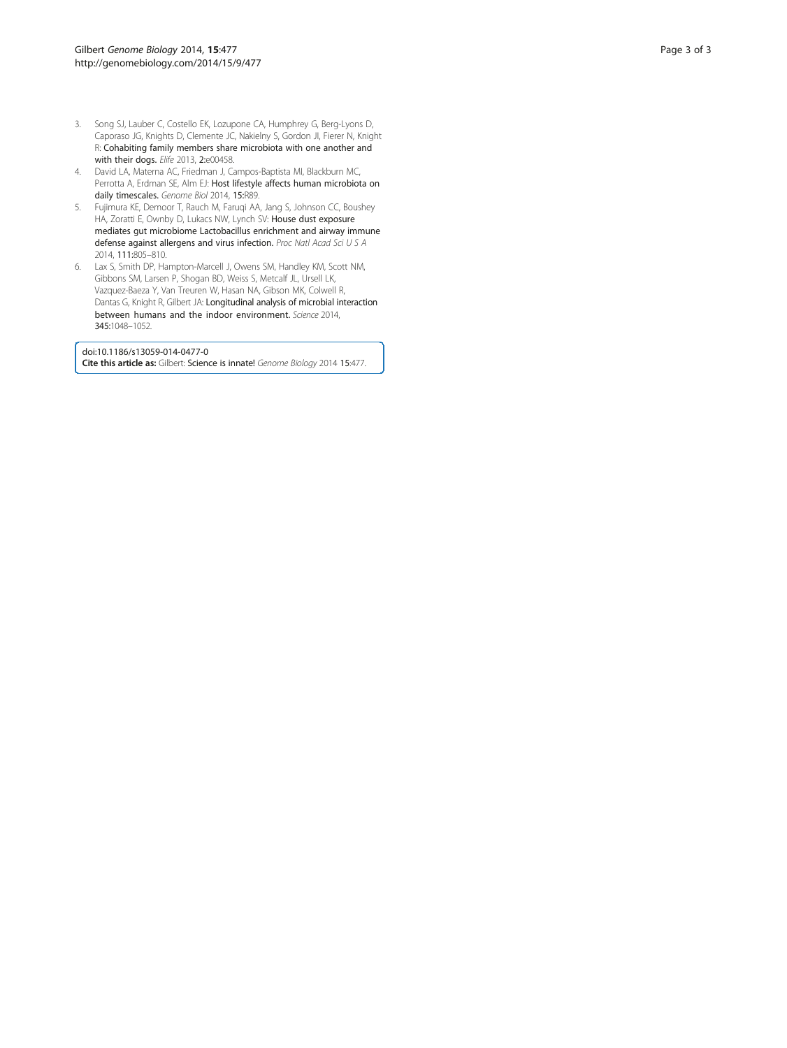3. Song SJ, Lauber C, Costello EK, Lozupone CA, Humphrey G, Berg-Lyons D, Caporaso JG, Knights D, Clemente JC, Nakielny S, Gordon JI, Fierer N, Knight R: **Cohabiting family members share microbiota with one another and with their dogs.** *Elife* 2013, **2:**e00458.
4. David LA, Materna AC, Friedman J, Campos-Baptista MI, Blackburn MC, Perrotta A, Erdman SE, Alm EJ: **Host lifestyle affects human microbiota on daily timescales.** *Genome Biol* 2014, **15:**R89.
5. Fujimura KE, Demoor T, Rauch M, Faruqi AA, Jang S, Johnson CC, Boushey HA, Zoratti E, Ownby D, Lukacs NW, Lynch SV: **House dust exposure mediates gut microbiome Lactobacillus enrichment and airway immune defense against allergens and virus infection.** *Proc Natl Acad Sci U S A* 2014, **111:**805–810.
6. Lax S, Smith DP, Hampton-Marcell J, Owens SM, Handley KM, Scott NM, Gibbons SM, Larsen P, Shogan BD, Weiss S, Metcalf JL, Ursell LK, Vazquez-Baeza Y, Van Treuren W, Hasan NA, Gibson MK, Colwell R, Dantas G, Knight R, Gilbert JA: **Longitudinal analysis of microbial interaction between humans and the indoor environment.** *Science* 2014, **345:**1048–1052.

doi:10.1186/s13059-014-0477-0
**Cite this article as:** Gilbert: Science is innate! *Genome Biology* 2014 **15**:477.